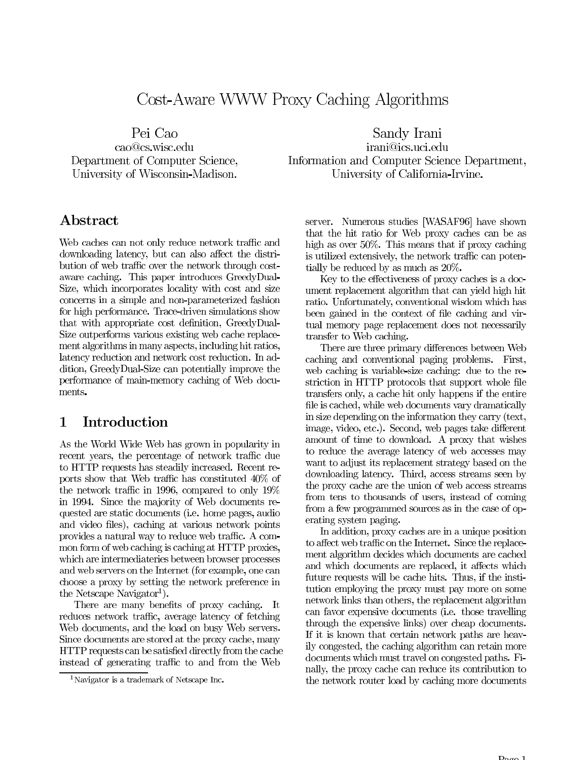# Cost-Aware WWW Proxy Caching Algorithms

Pei Cao
cao@cs.wisc.edu
Department of Computer Science,
University of Wisconsin-Madison.

Sandy Irani
irani@ics.uci.edu
Information and Computer Science Department,
University of California-Irvine.

## Abstract

Web caches can not only reduce network traffic and downloading latency, but can also affect the distribution of web traffic over the network through cost-aware caching. This paper introduces GreedyDual-Size, which incorporates locality with cost and size concerns in a simple and non-parameterized fashion for high performance. Trace-driven simulations show that with appropriate cost definition, GreedyDual-Size outperforms various existing web cache replacement algorithms in many aspects, including hit ratios, latency reduction and network cost reduction. In addition, GreedyDual-Size can potentially improve the performance of main-memory caching of Web documents.

## 1 Introduction

As the World Wide Web has grown in popularity in recent years, the percentage of network traffic due to HTTP requests has steadily increased. Recent reports show that Web traffic has constituted 40% of the network traffic in 1996, compared to only 19% in 1994. Since the majority of Web documents requested are static documents (i.e. home pages, audio and video files), caching at various network points provides a natural way to reduce web traffic. A common form of web caching is caching at HTTP proxies, which are intermediateries between browser processes and web servers on the Internet (for example, one can choose a proxy by setting the network preference in the Netscape Navigator[1]).

There are many benefits of proxy caching. It reduces network traffic, average latency of fetching Web documents, and the load on busy Web servers. Since documents are stored at the proxy cache, many HTTP requests can be satisfied directly from the cache instead of generating traffic to and from the Web server. Numerous studies [WASAF96] have shown that the hit ratio for Web proxy caches can be as high as over 50%. This means that if proxy caching is utilized extensively, the network traffic can potentially be reduced by as much as 20%.

Key to the effectiveness of proxy caches is a document replacement algorithm that can yield high hit ratio. Unfortunately, conventional wisdom which has been gained in the context of file caching and virtual memory page replacement does not necessarily transfer to Web caching.

There are three primary differences between Web caching and conventional paging problems. First, web caching is variable-size caching: due to the restriction in HTTP protocols that support whole file transfers only, a cache hit only happens if the entire file is cached, while web documents vary dramatically in size depending on the information they carry (text, image, video, etc.). Second, web pages take different amount of time to download. A proxy that wishes to reduce the average latency of web accesses may want to adjust its replacement strategy based on the downloading latency. Third, access streams seen by the proxy cache are the union of web access streams from tens to thousands of users, instead of coming from a few programmed sources as in the case of operating system paging.

In addition, proxy caches are in a unique position to affect web traffic on the Internet. Since the replacement algorithm decides which documents are cached and which documents are replaced, it affects which future requests will be cache hits. Thus, if the institution employing the proxy must pay more on some network links than others, the replacement algorithm can favor expensive documents (i.e. those travelling through the expensive links) over cheap documents. If it is known that certain network paths are heavily congested, the caching algorithm can retain more documents which must travel on congested paths. Finally, the proxy cache can reduce its contribution to the network router load by caching more documents

[1] Navigator is a trademark of Netscape Inc.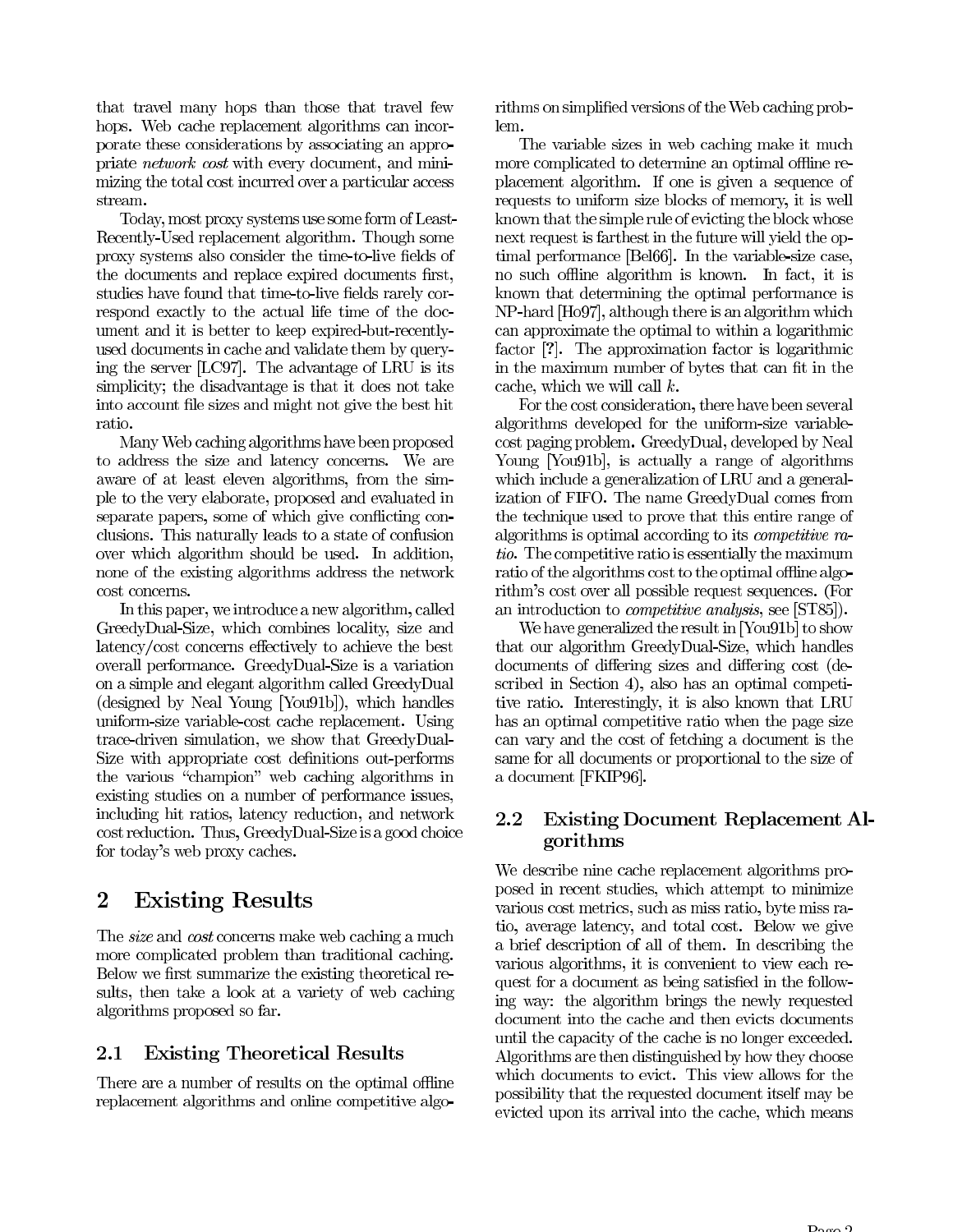that travel many hops than those that travel few hops. Web cache replacement algorithms can incorporate these considerations by associating an appropriate *network cost* with every document, and minimizing the total cost incurred over a particular access stream.

Today, most proxy systems use some form of Least-Recently-Used replacement algorithm. Though some proxy systems also consider the time-to-live fields of the documents and replace expired documents first, studies have found that time-to-live fields rarely correspond exactly to the actual life time of the document and it is better to keep expired-but-recently-used documents in cache and validate them by querying the server [LC97]. The advantage of LRU is its simplicity; the disadvantage is that it does not take into account file sizes and might not give the best hit ratio.

Many Web caching algorithms have been proposed to address the size and latency concerns. We are aware of at least eleven algorithms, from the simple to the very elaborate, proposed and evaluated in separate papers, some of which give conflicting conclusions. This naturally leads to a state of confusion over which algorithm should be used. In addition, none of the existing algorithms address the network cost concerns.

In this paper, we introduce a new algorithm, called GreedyDual-Size, which combines locality, size and latency/cost concerns effectively to achieve the best overall performance. GreedyDual-Size is a variation on a simple and elegant algorithm called GreedyDual (designed by Neal Young [You91b]), which handles uniform-size variable-cost cache replacement. Using trace-driven simulation, we show that GreedyDual-Size with appropriate cost definitions out-performs the various "champion" web caching algorithms in existing studies on a number of performance issues, including hit ratios, latency reduction, and network cost reduction. Thus, GreedyDual-Size is a good choice for today's web proxy caches.

## 2 Existing Results

The *size* and *cost* concerns make web caching a much more complicated problem than traditional caching. Below we first summarize the existing theoretical results, then take a look at a variety of web caching algorithms proposed so far.

### 2.1 Existing Theoretical Results

There are a number of results on the optimal offline replacement algorithms and online competitive algorithms on simplified versions of the Web caching problem.

The variable sizes in web caching make it much more complicated to determine an optimal offline replacement algorithm. If one is given a sequence of requests to uniform size blocks of memory, it is well known that the simple rule of evicting the block whose next request is farthest in the future will yield the optimal performance [Bel66]. In the variable-size case, no such offline algorithm is known. In fact, it is known that determining the optimal performance is NP-hard [Ho97], although there is an algorithm which can approximate the optimal to within a logarithmic factor [?]. The approximation factor is logarithmic in the maximum number of bytes that can fit in the cache, which we will call $k$.

For the cost consideration, there have been several algorithms developed for the uniform-size variable-cost paging problem. GreedyDual, developed by Neal Young [You91b], is actually a range of algorithms which include a generalization of LRU and a generalization of FIFO. The name GreedyDual comes from the technique used to prove that this entire range of algorithms is optimal according to its *competitive ratio*. The competitive ratio is essentially the maximum ratio of the algorithms cost to the optimal offline algorithm's cost over all possible request sequences. (For an introduction to *competitive analysis*, see [ST85]).

We have generalized the result in [You91b] to show that our algorithm GreedyDual-Size, which handles documents of differing sizes and differing cost (described in Section 4), also has an optimal competitive ratio. Interestingly, it is also known that LRU has an optimal competitive ratio when the page size can vary and the cost of fetching a document is the same for all documents or proportional to the size of a document [FKIP96].

### 2.2 Existing Document Replacement Algorithms

We describe nine cache replacement algorithms proposed in recent studies, which attempt to minimize various cost metrics, such as miss ratio, byte miss ratio, average latency, and total cost. Below we give a brief description of all of them. In describing the various algorithms, it is convenient to view each request for a document as being satisfied in the following way: the algorithm brings the newly requested document into the cache and then evicts documents until the capacity of the cache is no longer exceeded. Algorithms are then distinguished by how they choose which documents to evict. This view allows for the possibility that the requested document itself may be evicted upon its arrival into the cache, which means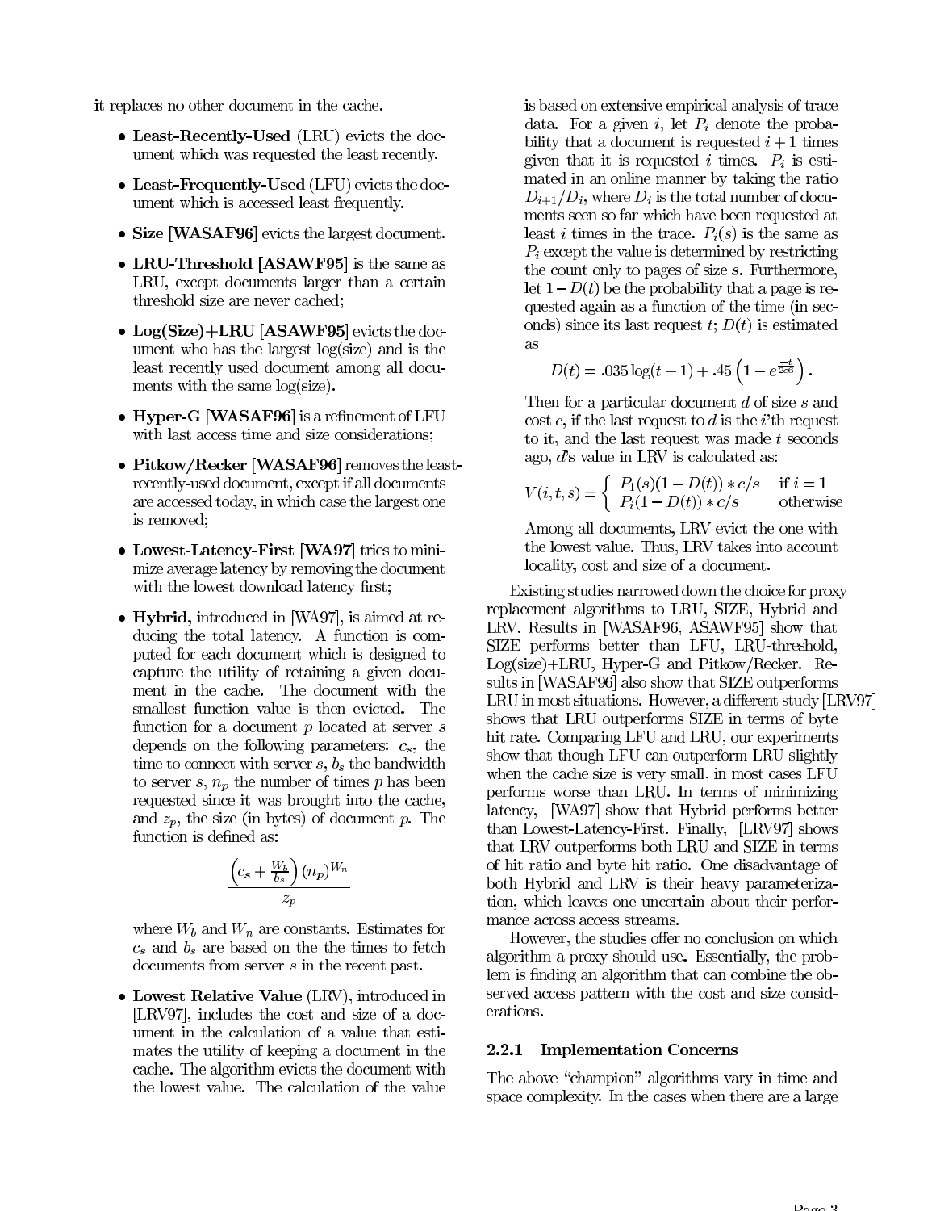it replaces no other document in the cache.

- **Least-Recently-Used** (LRU) evicts the document which was requested the least recently.
- **Least-Frequently-Used** (LFU) evicts the document which is accessed least frequently.
- **Size [WASAF96]** evicts the largest document.
- **LRU-Threshold [ASAWF95]** is the same as LRU, except documents larger than a certain threshold size are never cached;
- **Log(Size)+LRU [ASAWF95]** evicts the document who has the largest log(size) and is the least recently used document among all documents with the same log(size).
- **Hyper-G [WASAF96]** is a refinement of LFU with last access time and size considerations;
- **Pitkow/Recker [WASAF96]** removes the least-recently-used document, except if all documents are accessed today, in which case the largest one is removed;
- **Lowest-Latency-First [WA97]** tries to minimize average latency by removing the document with the lowest download latency first;
- **Hybrid**, introduced in [WA97], is aimed at reducing the total latency. A function is computed for each document which is designed to capture the utility of retaining a given document in the cache. The document with the smallest function value is then evicted. The function for a document $p$ located at server $s$ depends on the following parameters: $c_s$, the time to connect with server $s$, $b_s$ the bandwidth to server $s$, $n_p$ the number of times $p$ has been requested since it was brought into the cache, and $z_p$, the size (in bytes) of document $p$. The function is defined as:

  $$\frac{\left(c_s + \frac{W_b}{b_s}\right)(n_p)^{W_n}}{z_p}$$

  where $W_b$ and $W_n$ are constants. Estimates for $c_s$ and $b_s$ are based on the the times to fetch documents from server $s$ in the recent past.

- **Lowest Relative Value** (LRV), introduced in [LRV97], includes the cost and size of a document in the calculation of a value that estimates the utility of keeping a document in the cache. The algorithm evicts the document with the lowest value. The calculation of the value is based on extensive empirical analysis of trace data. For a given $i$, let $P_i$ denote the probability that a document is requested $i+1$ times given that it is requested $i$ times. $P_i$ is estimated in an online manner by taking the ratio $D_{i+1}/D_i$, where $D_i$ is the total number of documents seen so far which have been requested at least $i$ times in the trace. $P_i(s)$ is the same as $P_i$ except the value is determined by restricting the count only to pages of size $s$. Furthermore, let $1-D(t)$ be the probability that a page is requested again as a function of the time (in seconds) since its last request $t$; $D(t)$ is estimated as

  $$D(t) = .035\log(t+1) + .45\left(1 - e^{\frac{-t}{2e6}}\right).$$

  Then for a particular document $d$ of size $s$ and cost $c$, if the last request to $d$ is the $i$'th request to it, and the last request was made $t$ seconds ago, $d$'s value in LRV is calculated as:

  $$V(i,t,s) = \begin{cases} P_1(s)(1-D(t)) * c/s & \text{if } i = 1 \\ P_i(1-D(t)) * c/s & \text{otherwise} \end{cases}$$

  Among all documents, LRV evict the one with the lowest value. Thus, LRV takes into account locality, cost and size of a document.

Existing studies narrowed down the choice for proxy replacement algorithms to LRU, SIZE, Hybrid and LRV. Results in [WASAF96, ASAWF95] show that SIZE performs better than LFU, LRU-threshold, Log(size)+LRU, Hyper-G and Pitkow/Recker. Results in [WASAF96] also show that SIZE outperforms LRU in most situations. However, a different study [LRV97] shows that LRU outperforms SIZE in terms of byte hit rate. Comparing LFU and LRU, our experiments show that though LFU can outperform LRU slightly when the cache size is very small, in most cases LFU performs worse than LRU. In terms of minimizing latency, [WA97] show that Hybrid performs better than Lowest-Latency-First. Finally, [LRV97] shows that LRV outperforms both LRU and SIZE in terms of hit ratio and byte hit ratio. One disadvantage of both Hybrid and LRV is their heavy parameterization, which leaves one uncertain about their performance across access streams.

However, the studies offer no conclusion on which algorithm a proxy should use. Essentially, the problem is finding an algorithm that can combine the observed access pattern with the cost and size considerations.

### 2.2.1 Implementation Concerns

The above "champion" algorithms vary in time and space complexity. In the cases when there are a large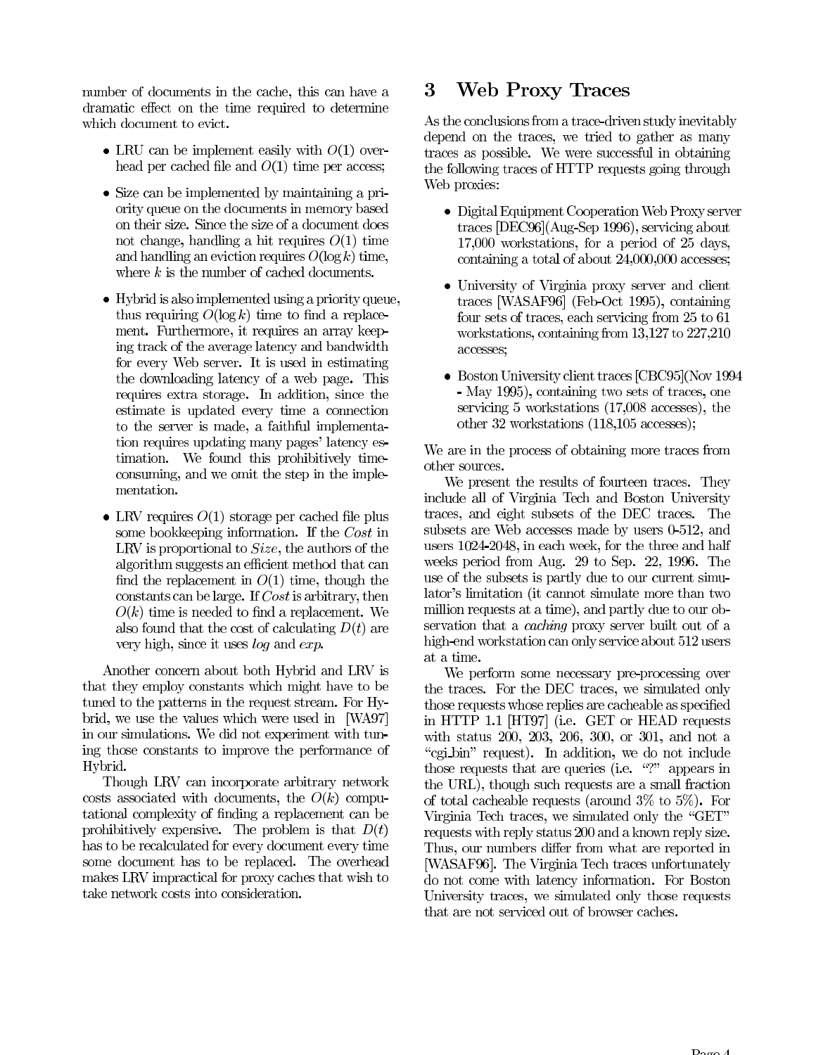number of documents in the cache, this can have a dramatic effect on the time required to determine which document to evict.

- LRU can be implement easily with $O(1)$ overhead per cached file and $O(1)$ time per access;
- Size can be implemented by maintaining a priority queue on the documents in memory based on their size. Since the size of a document does not change, handling a hit requires $O(1)$ time and handling an eviction requires $O(\log k)$ time, where $k$ is the number of cached documents.
- Hybrid is also implemented using a priority queue, thus requiring $O(\log k)$ time to find a replacement. Furthermore, it requires an array keeping track of the average latency and bandwidth for every Web server. It is used in estimating the downloading latency of a web page. This requires extra storage. In addition, since the estimate is updated every time a connection to the server is made, a faithful implementation requires updating many pages' latency estimation. We found this prohibitively time-consuming, and we omit the step in the implementation.
- LRV requires $O(1)$ storage per cached file plus some bookkeeping information. If the *Cost* in LRV is proportional to *Size*, the authors of the algorithm suggests an efficient method that can find the replacement in $O(1)$ time, though the constants can be large. If *Cost* is arbitrary, then $O(k)$ time is needed to find a replacement. We also found that the cost of calculating $D(t)$ are very high, since it uses *log* and *exp*.

Another concern about both Hybrid and LRV is that they employ constants which might have to be tuned to the patterns in the request stream. For Hybrid, we use the values which were used in [WA97] in our simulations. We did not experiment with tuning those constants to improve the performance of Hybrid.

Though LRV can incorporate arbitrary network costs associated with documents, the $O(k)$ computational complexity of finding a replacement can be prohibitively expensive. The problem is that $D(t)$ has to be recalculated for every document every time some document has to be replaced. The overhead makes LRV impractical for proxy caches that wish to take network costs into consideration.

# 3 Web Proxy Traces

As the conclusions from a trace-driven study inevitably depend on the traces, we tried to gather as many traces as possible. We were successful in obtaining the following traces of HTTP requests going through Web proxies:

- Digital Equipment Cooperation Web Proxy server traces [DEC96](Aug-Sep 1996), servicing about 17,000 workstations, for a period of 25 days, containing a total of about 24,000,000 accesses;
- University of Virginia proxy server and client traces [WASAF96] (Feb-Oct 1995), containing four sets of traces, each servicing from 25 to 61 workstations, containing from 13,127 to 227,210 accesses;
- Boston University client traces [CBC95](Nov 1994 - May 1995), containing two sets of traces, one servicing 5 workstations (17,008 accesses), the other 32 workstations (118,105 accesses);

We are in the process of obtaining more traces from other sources.

We present the results of fourteen traces. They include all of Virginia Tech and Boston University traces, and eight subsets of the DEC traces. The subsets are Web accesses made by users 0-512, and users 1024-2048, in each week, for the three and half weeks period from Aug. 29 to Sep. 22, 1996. The use of the subsets is partly due to our current simulator's limitation (it cannot simulate more than two million requests at a time), and partly due to our observation that a *caching* proxy server built out of a high-end workstation can only service about 512 users at a time.

We perform some necessary pre-processing over the traces. For the DEC traces, we simulated only those requests whose replies are cacheable as specified in HTTP 1.1 [HT97] (i.e. GET or HEAD requests with status 200, 203, 206, 300, or 301, and not a "cgi_bin" request). In addition, we do not include those requests that are queries (i.e. "?" appears in the URL), though such requests are a small fraction of total cacheable requests (around 3% to 5%). For Virginia Tech traces, we simulated only the "GET" requests with reply status 200 and a known reply size. Thus, our numbers differ from what are reported in [WASAF96]. The Virginia Tech traces unfortunately do not come with latency information. For Boston University traces, we simulated only those requests that are not serviced out of browser caches.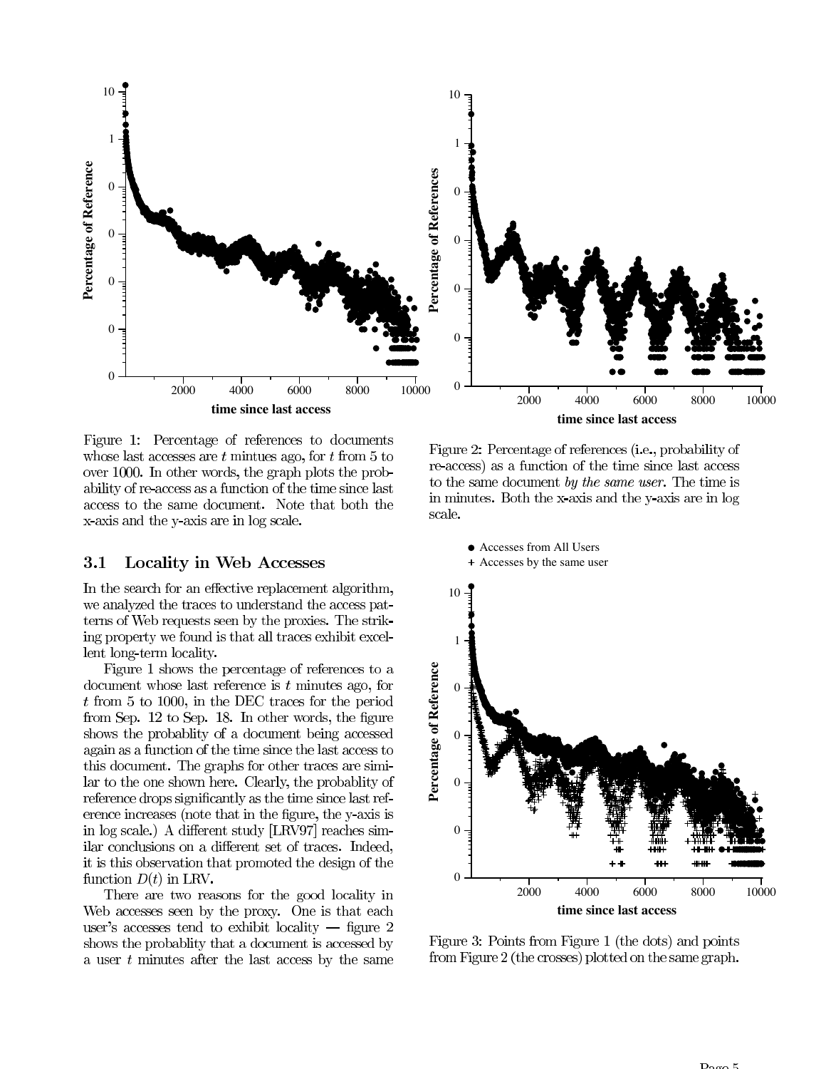Figure 1: Percentage of references to documents whose last accesses are $t$ mintues ago, for $t$ from 5 to over 1000. In other words, the graph plots the probability of re-access as a function of the time since last access to the same document. Note that both the x-axis and the y-axis are in log scale.

Figure 2: Percentage of references (i.e., probability of re-access) as a function of the time since last access to the same document *by the same user*. The time is in minutes. Both the x-axis and the y-axis are in log scale.

Figure 3: Points from Figure 1 (the dots) and points from Figure 2 (the crosses) plotted on the same graph.

### 3.1 Locality in Web Accesses

In the search for an effective replacement algorithm, we analyzed the traces to understand the access patterns of Web requests seen by the proxies. The striking property we found is that all traces exhibit excellent long-term locality.

Figure 1 shows the percentage of references to a document whose last reference is $t$ minutes ago, for $t$ from 5 to 1000, in the DEC traces for the period from Sep. 12 to Sep. 18. In other words, the figure shows the probablity of a document being accessed again as a function of the time since the last access to this document. The graphs for other traces are similar to the one shown here. Clearly, the probablity of reference drops significantly as the time since last reference increases (note that in the figure, the y-axis is in log scale.) A different study [LRV97] reaches similar conclusions on a different set of traces. Indeed, it is this observation that promoted the design of the function $D(t)$ in LRV.

There are two reasons for the good locality in Web accesses seen by the proxy. One is that each user's accesses tend to exhibit locality — figure 2 shows the probablity that a document is accessed by a user $t$ minutes after the last access by the same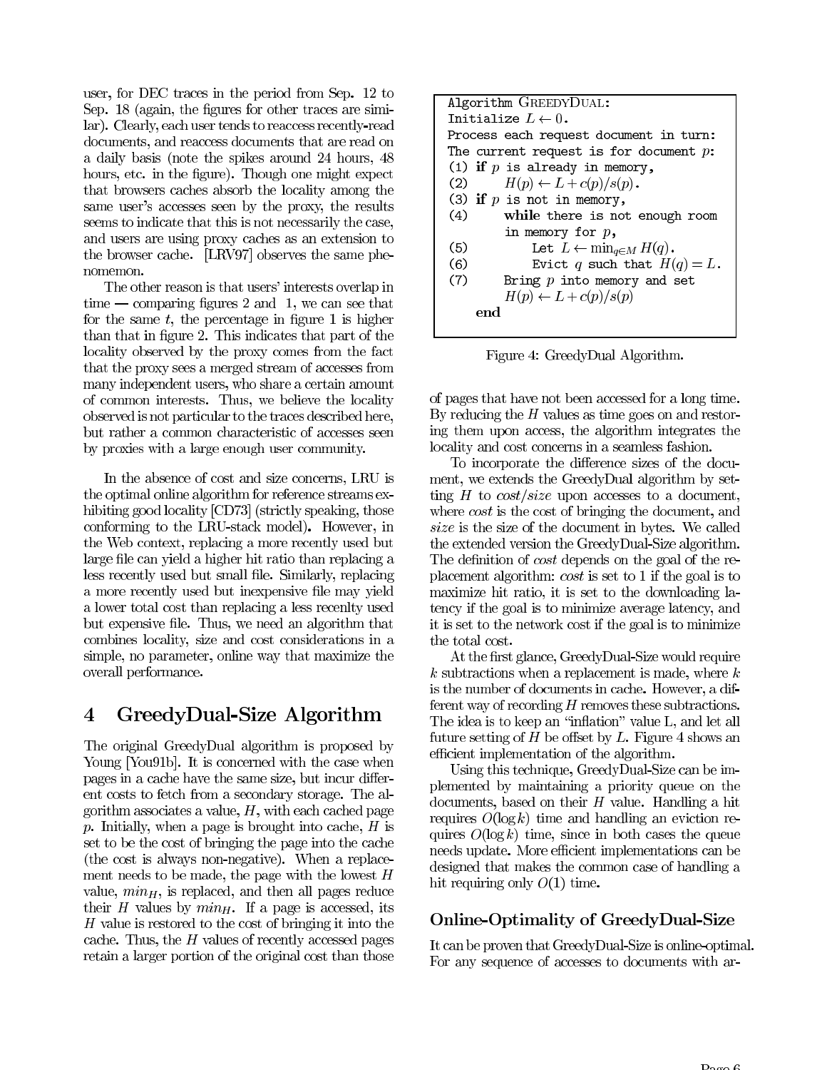user, for DEC traces in the period from Sep. 12 to Sep. 18 (again, the figures for other traces are similar). Clearly, each user tends to reaccess recently-read documents, and reaccess documents that are read on a daily basis (note the spikes around 24 hours, 48 hours, etc. in the figure). Though one might expect that browsers caches absorb the locality among the same user's accesses seen by the proxy, the results seems to indicate that this is not necessarily the case, and users are using proxy caches as an extension to the browser cache. [LRV97] observes the same phenomemon.

The other reason is that users' interests overlap in time — comparing figures 2 and 1, we can see that for the same $t$, the percentage in figure 1 is higher than that in figure 2. This indicates that part of the locality observed by the proxy comes from the fact that the proxy sees a merged stream of accesses from many independent users, who share a certain amount of common interests. Thus, we believe the locality observed is not particular to the traces described here, but rather a common characteristic of accesses seen by proxies with a large enough user community.

In the absence of cost and size concerns, LRU is the optimal online algorithm for reference streams exhibiting good locality [CD73] (strictly speaking, those conforming to the LRU-stack model). However, in the Web context, replacing a more recently used but large file can yield a higher hit ratio than replacing a less recently used but small file. Similarly, replacing a more recently used but inexpensive file may yield a lower total cost than replacing a less recenlty used but expensive file. Thus, we need an algorithm that combines locality, size and cost considerations in a simple, no parameter, online way that maximize the overall performance.

# 4 GreedyDual-Size Algorithm

The original GreedyDual algorithm is proposed by Young [You91b]. It is concerned with the case when pages in a cache have the same size, but incur different costs to fetch from a secondary storage. The algorithm associates a value, $H$, with each cached page $p$. Initially, when a page is brought into cache, $H$ is set to be the cost of bringing the page into the cache (the cost is always non-negative). When a replacement needs to be made, the page with the lowest $H$ value, $min_H$, is replaced, and then all pages reduce their $H$ values by $min_H$. If a page is accessed, its $H$ value is restored to the cost of bringing it into the cache. Thus, the $H$ values of recently accessed pages retain a larger portion of the original cost than those of pages that have not been accessed for a long time. By reducing the $H$ values as time goes on and restoring them upon access, the algorithm integrates the locality and cost concerns in a seamless fashion.

```
Algorithm GREEDYDUAL:
Initialize L ← 0.
Process each request document in turn:
The current request is for document p:
(1) if p is already in memory,
(2)      H(p) ← L + c(p)/s(p).
(3) if p is not in memory,
(4)      while there is not enough room
         in memory for p,
(5)           Let L ← min_{q∈M} H(q).
(6)           Evict q such that H(q) = L.
(7)      Bring p into memory and set
         H(p) ← L + c(p)/s(p)
    end
```

Figure 4: GreedyDual Algorithm.

To incorporate the difference sizes of the document, we extends the GreedyDual algorithm by setting $H$ to *cost/size* upon accesses to a document, where *cost* is the cost of bringing the document, and *size* is the size of the document in bytes. We called the extended version the GreedyDual-Size algorithm. The definition of *cost* depends on the goal of the replacement algorithm: *cost* is set to 1 if the goal is to maximize hit ratio, it is set to the downloading latency if the goal is to minimize average latency, and it is set to the network cost if the goal is to minimize the total cost.

At the first glance, GreedyDual-Size would require $k$ subtractions when a replacement is made, where $k$ is the number of documents in cache. However, a different way of recording $H$ removes these subtractions. The idea is to keep an "inflation" value L, and let all future setting of $H$ be offset by $L$. Figure 4 shows an efficient implementation of the algorithm.

Using this technique, GreedyDual-Size can be implemented by maintaining a priority queue on the documents, based on their $H$ value. Handling a hit requires $O(\log k)$ time and handling an eviction requires $O(\log k)$ time, since in both cases the queue needs update. More efficient implementations can be designed that makes the common case of handling a hit requiring only $O(1)$ time.

### Online-Optimality of GreedyDual-Size

It can be proven that GreedyDual-Size is online-optimal. For any sequence of accesses to documents with ar-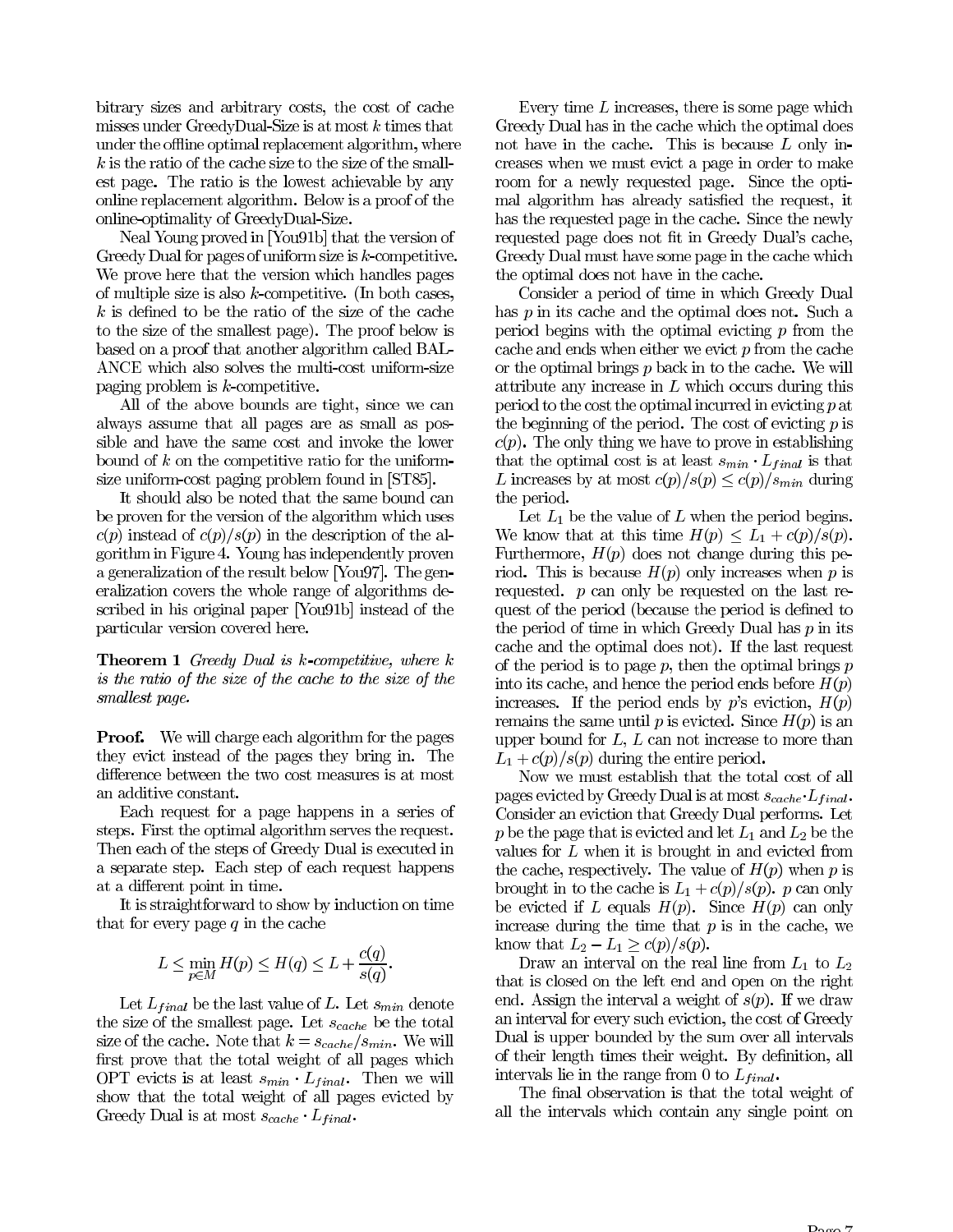bitrary sizes and arbitrary costs, the cost of cache misses under GreedyDual-Size is at most $k$ times that under the offline optimal replacement algorithm, where $k$ is the ratio of the cache size to the size of the smallest page. The ratio is the lowest achievable by any online replacement algorithm. Below is a proof of the online-optimality of GreedyDual-Size.

Neal Young proved in [You91b] that the version of Greedy Dual for pages of uniform size is $k$-competitive. We prove here that the version which handles pages of multiple size is also $k$-competitive. (In both cases, $k$ is defined to be the ratio of the size of the cache to the size of the smallest page). The proof below is based on a proof that another algorithm called BALANCE which also solves the multi-cost uniform-size paging problem is $k$-competitive.

All of the above bounds are tight, since we can always assume that all pages are as small as possible and have the same cost and invoke the lower bound of $k$ on the competitive ratio for the uniform-size uniform-cost paging problem found in [ST85].

It should also be noted that the same bound can be proven for the version of the algorithm which uses $c(p)$ instead of $c(p)/s(p)$ in the description of the algorithm in Figure 4. Young has independently proven a generalization of the result below [You97]. The generalization covers the whole range of algorithms described in his original paper [You91b] instead of the particular version covered here.

**Theorem 1** *Greedy Dual is $k$-competitive, where $k$ is the ratio of the size of the cache to the size of the smallest page.*

**Proof.** We will charge each algorithm for the pages they evict instead of the pages they bring in. The difference between the two cost measures is at most an additive constant.

Each request for a page happens in a series of steps. First the optimal algorithm serves the request. Then each of the steps of Greedy Dual is executed in a separate step. Each step of each request happens at a different point in time.

It is straightforward to show by induction on time that for every page $q$ in the cache

$$L \leq \min_{p \in M} H(p) \leq H(q) \leq L + \frac{c(q)}{s(q)}.$$

Let $L_{final}$ be the last value of $L$. Let $s_{min}$ denote the size of the smallest page. Let $s_{cache}$ be the total size of the cache. Note that $k = s_{cache}/s_{min}$. We will first prove that the total weight of all pages which OPT evicts is at least $s_{min} \cdot L_{final}$. Then we will show that the total weight of all pages evicted by Greedy Dual is at most $s_{cache} \cdot L_{final}$.

Every time $L$ increases, there is some page which Greedy Dual has in the cache which the optimal does not have in the cache. This is because $L$ only increases when we must evict a page in order to make room for a newly requested page. Since the optimal algorithm has already satisfied the request, it has the requested page in the cache. Since the newly requested page does not fit in Greedy Dual's cache, Greedy Dual must have some page in the cache which the optimal does not have in the cache.

Consider a period of time in which Greedy Dual has $p$ in its cache and the optimal does not. Such a period begins with the optimal evicting $p$ from the cache and ends when either we evict $p$ from the cache or the optimal brings $p$ back in to the cache. We will attribute any increase in $L$ which occurs during this period to the cost the optimal incurred in evicting $p$ at the beginning of the period. The cost of evicting $p$ is $c(p)$. The only thing we have to prove in establishing that the optimal cost is at least $s_{min} \cdot L_{final}$ is that $L$ increases by at most $c(p)/s(p) \leq c(p)/s_{min}$ during the period.

Let $L_1$ be the value of $L$ when the period begins. We know that at this time $H(p) \leq L_1 + c(p)/s(p)$. Furthermore, $H(p)$ does not change during this period. This is because $H(p)$ only increases when $p$ is requested. $p$ can only be requested on the last request of the period (because the period is defined to the period of time in which Greedy Dual has $p$ in its cache and the optimal does not). If the last request of the period is to page $p$, then the optimal brings $p$ into its cache, and hence the period ends before $H(p)$ increases. If the period ends by $p$'s eviction, $H(p)$ remains the same until $p$ is evicted. Since $H(p)$ is an upper bound for $L$, $L$ can not increase to more than $L_1 + c(p)/s(p)$ during the entire period.

Now we must establish that the total cost of all pages evicted by Greedy Dual is at most $s_{cache} \cdot L_{final}$. Consider an eviction that Greedy Dual performs. Let $p$ be the page that is evicted and let $L_1$ and $L_2$ be the values for $L$ when it is brought in and evicted from the cache, respectively. The value of $H(p)$ when $p$ is brought in to the cache is $L_1 + c(p)/s(p)$. $p$ can only be evicted if $L$ equals $H(p)$. Since $H(p)$ can only increase during the time that $p$ is in the cache, we know that $L_2 - L_1 \geq c(p)/s(p)$.

Draw an interval on the real line from $L_1$ to $L_2$ that is closed on the left end and open on the right end. Assign the interval a weight of $s(p)$. If we draw an interval for every such eviction, the cost of Greedy Dual is upper bounded by the sum over all intervals of their length times their weight. By definition, all intervals lie in the range from 0 to $L_{final}$.

The final observation is that the total weight of all the intervals which contain any single point on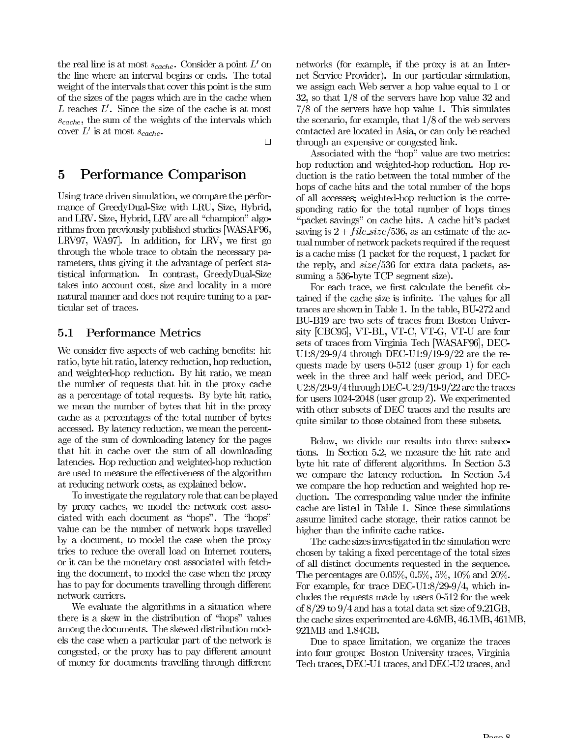the real line is at most $s_{cache}$. Consider a point $L'$ on the line where an interval begins or ends. The total weight of the intervals that cover this point is the sum of the sizes of the pages which are in the cache when $L$ reaches $L'$. Since the size of the cache is at most $s_{cache}$, the sum of the weights of the intervals which cover $L'$ is at most $s_{cache}$.

□

# 5 Performance Comparison

Using trace driven simulation, we compare the performance of GreedyDual-Size with LRU, Size, Hybrid, and LRV. Size, Hybrid, LRV are all "champion" algorithms from previously published studies [WASAF96, LRV97, WA97]. In addition, for LRV, we first go through the whole trace to obtain the necessary parameters, thus giving it the advantage of perfect statistical information. In contrast, GreedyDual-Size takes into account cost, size and locality in a more natural manner and does not require tuning to a particular set of traces.

## 5.1 Performance Metrics

We consider five aspects of web caching benefits: hit ratio, byte hit ratio, latency reduction, hop reduction, and weighted-hop reduction. By hit ratio, we mean the number of requests that hit in the proxy cache as a percentage of total requests. By byte hit ratio, we mean the number of bytes that hit in the proxy cache as a percentages of the total number of bytes accessed. By latency reduction, we mean the percentage of the sum of downloading latency for the pages that hit in cache over the sum of all downloading latencies. Hop reduction and weighted-hop reduction are used to measure the effectiveness of the algorithm at reducing network costs, as explained below.

To investigate the regulatory role that can be played by proxy caches, we model the network cost associated with each document as "hops". The "hops" value can be the number of network hops travelled by a document, to model the case when the proxy tries to reduce the overall load on Internet routers, or it can be the monetary cost associated with fetching the document, to model the case when the proxy has to pay for documents travelling through different network carriers.

We evaluate the algorithms in a situation where there is a skew in the distribution of "hops" values among the documents. The skewed distribution models the case when a particular part of the network is congested, or the proxy has to pay different amount of money for documents travelling through different networks (for example, if the proxy is at an Internet Service Provider). In our particular simulation, we assign each Web server a hop value equal to 1 or 32, so that 1/8 of the servers have hop value 32 and 7/8 of the servers have hop value 1. This simulates the scenario, for example, that 1/8 of the web servers contacted are located in Asia, or can only be reached through an expensive or congested link.

Associated with the "hop" value are two metrics: hop reduction and weighted-hop reduction. Hop reduction is the ratio between the total number of the hops of cache hits and the total number of the hops of all accesses; weighted-hop reduction is the corresponding ratio for the total number of hops times "packet savings" on cache hits. A cache hit's packet saving is $2 + file\_size/536$, as an estimate of the actual number of network packets required if the request is a cache miss (1 packet for the request, 1 packet for the reply, and $size/536$ for extra data packets, assuming a 536-byte TCP segment size).

For each trace, we first calculate the benefit obtained if the cache size is infinite. The values for all traces are shown in Table 1. In the table, BU-272 and BU-B19 are two sets of traces from Boston University [CBC95], VT-BL, VT-C, VT-G, VT-U are four sets of traces from Virginia Tech [WASAF96], DEC-U1:8/29-9/4 through DEC-U1:9/19-9/22 are the requests made by users 0-512 (user group 1) for each week in the three and half week period, and DEC-U2:8/29-9/4 through DEC-U2:9/19-9/22 are the traces for users 1024-2048 (user group 2). We experimented with other subsets of DEC traces and the results are quite similar to those obtained from these subsets.

Below, we divide our results into three subsections. In Section 5.2, we measure the hit rate and byte hit rate of different algorithms. In Section 5.3 we compare the latency reduction. In Section 5.4 we compare the hop reduction and weighted hop reduction. The corresponding value under the infinite cache are listed in Table 1. Since these simulations assume limited cache storage, their ratios cannot be higher than the infinite cache ratios.

The cache sizes investigated in the simulation were chosen by taking a fixed percentage of the total sizes of all distinct documents requested in the sequence. The percentages are 0.05%, 0.5%, 5%, 10% and 20%. For example, for trace DEC-U1:8/29-9/4, which includes the requests made by users 0-512 for the week of 8/29 to 9/4 and has a total data set size of 9.21GB, the cache sizes experimented are 4.6MB, 46.1MB, 461MB, 921MB and 1.84GB.

Due to space limitation, we organize the traces into four groups: Boston University traces, Virginia Tech traces, DEC-U1 traces, and DEC-U2 traces, and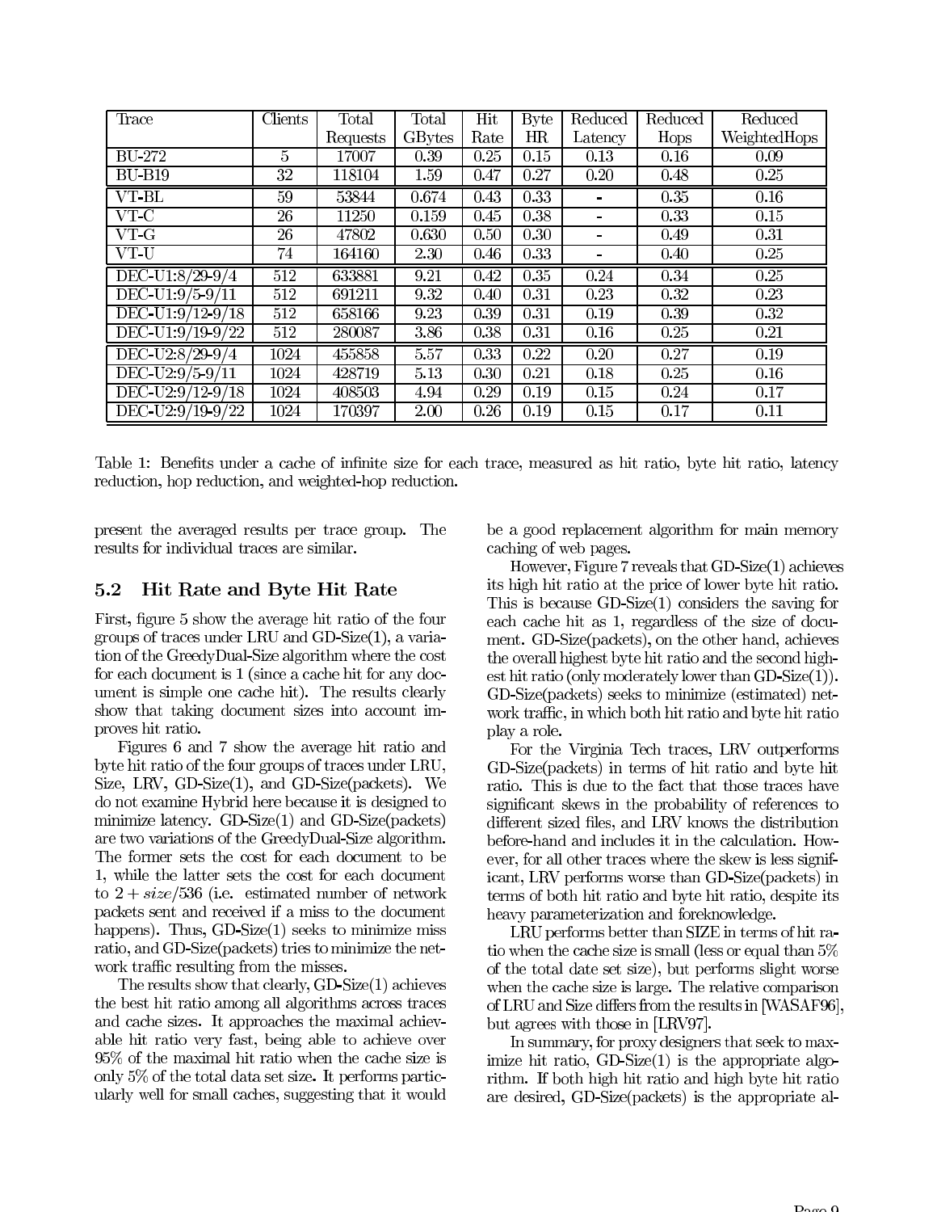| Trace | Clients | Total Requests | Total GBytes | Hit Rate | Byte HR | Reduced Latency | Reduced Hops | Reduced WeightedHops |
|---|---|---|---|---|---|---|---|---|
| BU-272 | 5 | 17007 | 0.39 | 0.25 | 0.15 | 0.13 | 0.16 | 0.09 |
| BU-B19 | 32 | 118104 | 1.59 | 0.47 | 0.27 | 0.20 | 0.48 | 0.25 |
| VT-BL | 59 | 53844 | 0.674 | 0.43 | 0.33 | - | 0.35 | 0.16 |
| VT-C | 26 | 11250 | 0.159 | 0.45 | 0.38 | - | 0.33 | 0.15 |
| VT-G | 26 | 47802 | 0.630 | 0.50 | 0.30 | - | 0.49 | 0.31 |
| VT-U | 74 | 164160 | 2.30 | 0.46 | 0.33 | - | 0.40 | 0.25 |
| DEC-U1:8/29-9/4 | 512 | 633881 | 9.21 | 0.42 | 0.35 | 0.24 | 0.34 | 0.25 |
| DEC-U1:9/5-9/11 | 512 | 691211 | 9.32 | 0.40 | 0.31 | 0.23 | 0.32 | 0.23 |
| DEC-U1:9/12-9/18 | 512 | 658166 | 9.23 | 0.39 | 0.31 | 0.19 | 0.39 | 0.32 |
| DEC-U1:9/19-9/22 | 512 | 280087 | 3.86 | 0.38 | 0.31 | 0.16 | 0.25 | 0.21 |
| DEC-U2:8/29-9/4 | 1024 | 455858 | 5.57 | 0.33 | 0.22 | 0.20 | 0.27 | 0.19 |
| DEC-U2:9/5-9/11 | 1024 | 428719 | 5.13 | 0.30 | 0.21 | 0.18 | 0.25 | 0.16 |
| DEC-U2:9/12-9/18 | 1024 | 408503 | 4.94 | 0.29 | 0.19 | 0.15 | 0.24 | 0.17 |
| DEC-U2:9/19-9/22 | 1024 | 170397 | 2.00 | 0.26 | 0.19 | 0.15 | 0.17 | 0.11 |

Table 1: Benefits under a cache of infinite size for each trace, measured as hit ratio, byte hit ratio, latency reduction, hop reduction, and weighted-hop reduction.

present the averaged results per trace group. The results for individual traces are similar.

## 5.2 Hit Rate and Byte Hit Rate

First, figure 5 show the average hit ratio of the four groups of traces under LRU and GD-Size(1), a variation of the GreedyDual-Size algorithm where the cost for each document is 1 (since a cache hit for any document is simple one cache hit). The results clearly show that taking document sizes into account improves hit ratio.

Figures 6 and 7 show the average hit ratio and byte hit ratio of the four groups of traces under LRU, Size, LRV, GD-Size(1), and GD-Size(packets). We do not examine Hybrid here because it is designed to minimize latency. GD-Size(1) and GD-Size(packets) are two variations of the GreedyDual-Size algorithm. The former sets the cost for each document to be 1, while the latter sets the cost for each document to $2 + size/536$ (i.e. estimated number of network packets sent and received if a miss to the document happens). Thus, GD-Size(1) seeks to minimize miss ratio, and GD-Size(packets) tries to minimize the network traffic resulting from the misses.

The results show that clearly, GD-Size(1) achieves the best hit ratio among all algorithms across traces and cache sizes. It approaches the maximal achievable hit ratio very fast, being able to achieve over 95% of the maximal hit ratio when the cache size is only 5% of the total data set size. It performs particularly well for small caches, suggesting that it would be a good replacement algorithm for main memory caching of web pages.

However, Figure 7 reveals that GD-Size(1) achieves its high hit ratio at the price of lower byte hit ratio. This is because GD-Size(1) considers the saving for each cache hit as 1, regardless of the size of document. GD-Size(packets), on the other hand, achieves the overall highest byte hit ratio and the second highest hit ratio (only moderately lower than GD-Size(1)). GD-Size(packets) seeks to minimize (estimated) network traffic, in which both hit ratio and byte hit ratio play a role.

For the Virginia Tech traces, LRV outperforms GD-Size(packets) in terms of hit ratio and byte hit ratio. This is due to the fact that those traces have significant skews in the probability of references to different sized files, and LRV knows the distribution before-hand and includes it in the calculation. However, for all other traces where the skew is less significant, LRV performs worse than GD-Size(packets) in terms of both hit ratio and byte hit ratio, despite its heavy parameterization and foreknowledge.

LRU performs better than SIZE in terms of hit ratio when the cache size is small (less or equal than 5% of the total date set size), but performs slight worse when the cache size is large. The relative comparison of LRU and Size differs from the results in [WASAF96], but agrees with those in [LRV97].

In summary, for proxy designers that seek to maximize hit ratio, GD-Size(1) is the appropriate algorithm. If both high hit ratio and high byte hit ratio are desired, GD-Size(packets) is the appropriate al-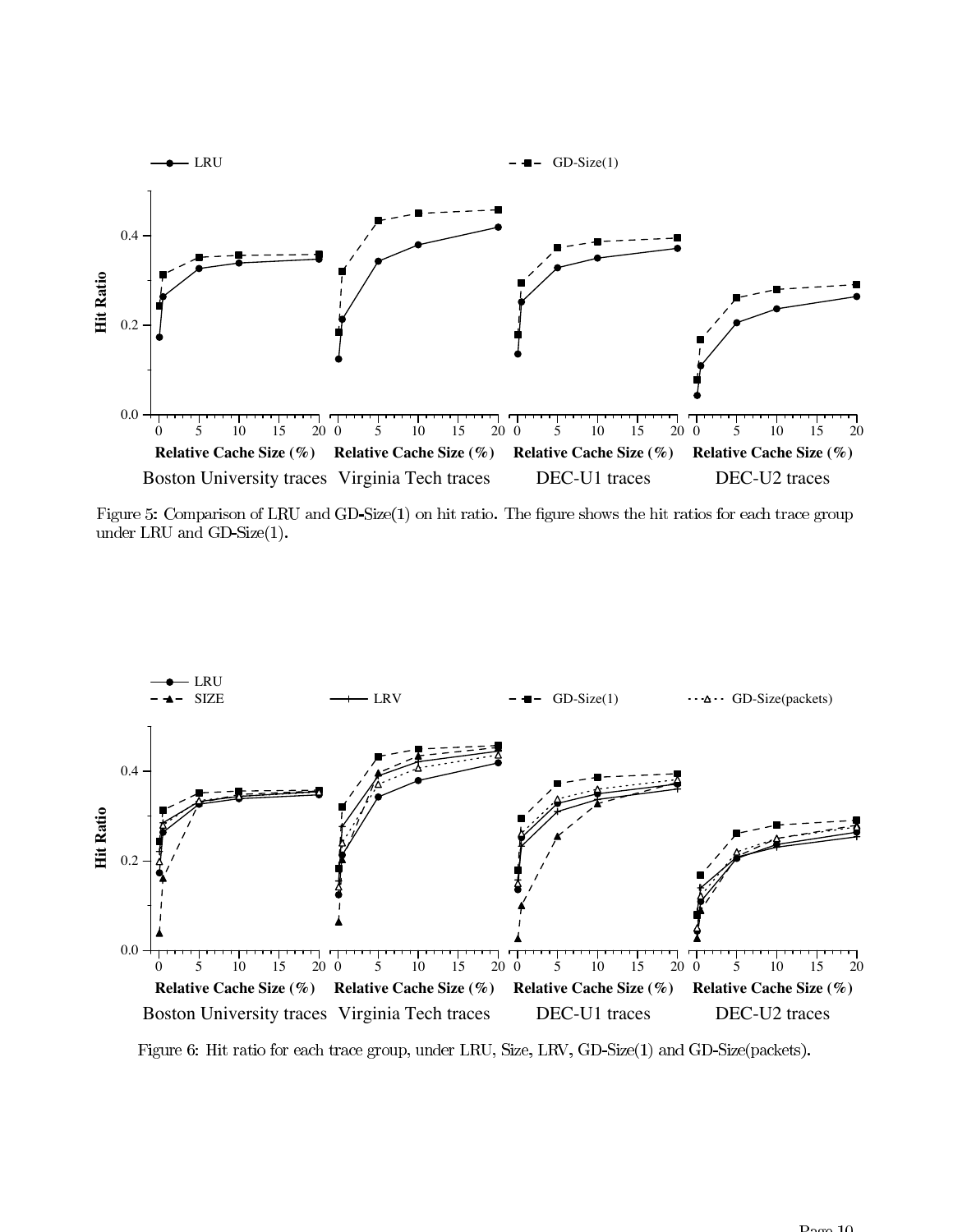Figure 5: Comparison of LRU and GD-Size(1) on hit ratio. The figure shows the hit ratios for each trace group under LRU and GD-Size(1).

Figure 6: Hit ratio for each trace group, under LRU, Size, LRV, GD-Size(1) and GD-Size(packets).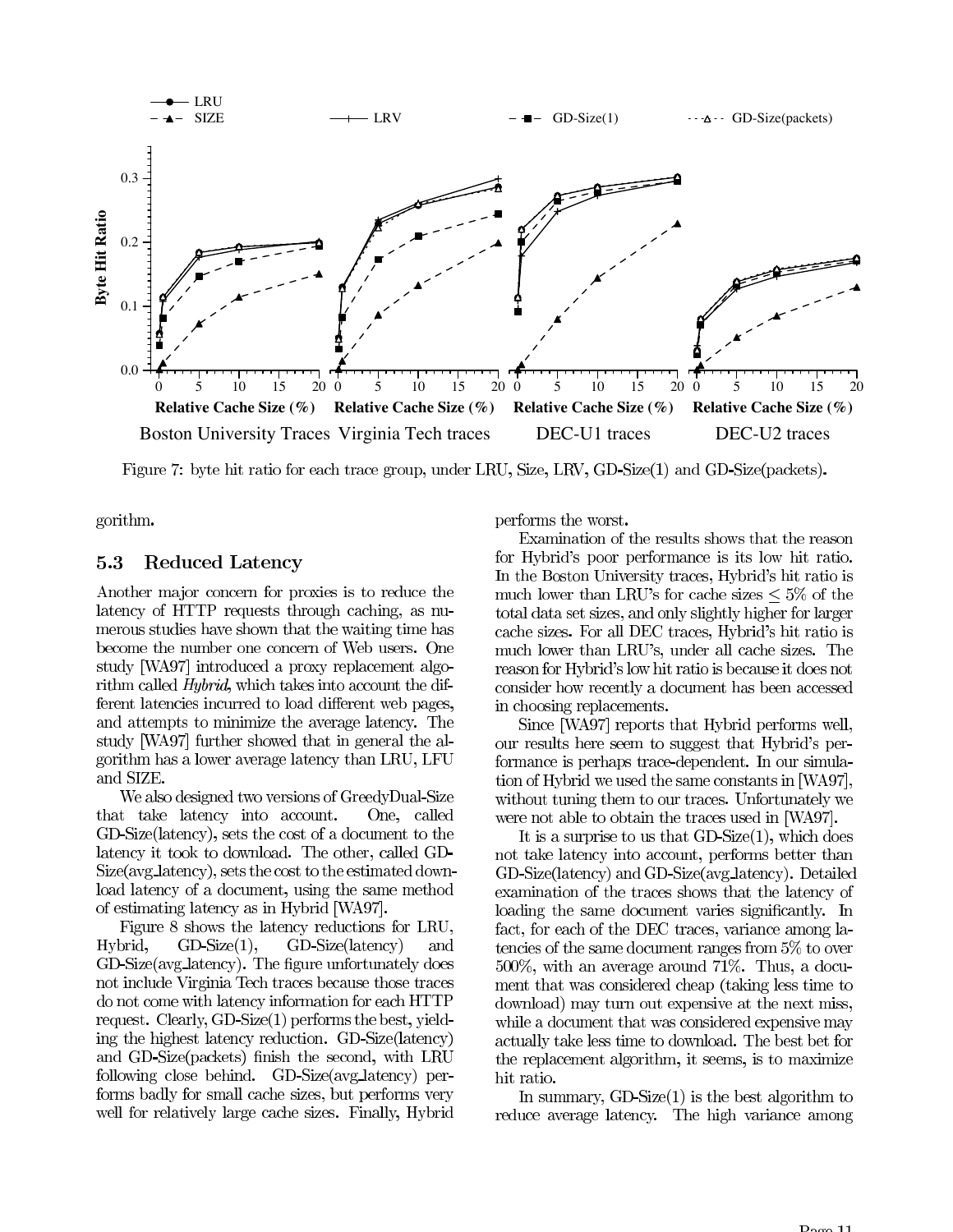Figure 7: byte hit ratio for each trace group, under LRU, Size, LRV, GD-Size(1) and GD-Size(packets).

gorithm.

### 5.3 Reduced Latency

Another major concern for proxies is to reduce the latency of HTTP requests through caching, as numerous studies have shown that the waiting time has become the number one concern of Web users. One study [WA97] introduced a proxy replacement algorithm called *Hybrid*, which takes into account the different latencies incurred to load different web pages, and attempts to minimize the average latency. The study [WA97] further showed that in general the algorithm has a lower average latency than LRU, LFU and SIZE.

We also designed two versions of GreedyDual-Size that take latency into account. One, called GD-Size(latency), sets the cost of a document to the latency it took to download. The other, called GD-Size(avg_latency), sets the cost to the estimated download latency of a document, using the same method of estimating latency as in Hybrid [WA97].

Figure 8 shows the latency reductions for LRU, Hybrid, GD-Size(1), GD-Size(latency) and GD-Size(avg_latency). The figure unfortunately does not include Virginia Tech traces because those traces do not come with latency information for each HTTP request. Clearly, GD-Size(1) performs the best, yielding the highest latency reduction. GD-Size(latency) and GD-Size(packets) finish the second, with LRU following close behind. GD-Size(avg_latency) performs badly for small cache sizes, but performs very well for relatively large cache sizes. Finally, Hybrid performs the worst.

Examination of the results shows that the reason for Hybrid's poor performance is its low hit ratio. In the Boston University traces, Hybrid's hit ratio is much lower than LRU's for cache sizes $\leq 5\%$ of the total data set sizes, and only slightly higher for larger cache sizes. For all DEC traces, Hybrid's hit ratio is much lower than LRU's, under all cache sizes. The reason for Hybrid's low hit ratio is because it does not consider how recently a document has been accessed in choosing replacements.

Since [WA97] reports that Hybrid performs well, our results here seem to suggest that Hybrid's performance is perhaps trace-dependent. In our simulation of Hybrid we used the same constants in [WA97], without tuning them to our traces. Unfortunately we were not able to obtain the traces used in [WA97].

It is a surprise to us that GD-Size(1), which does not take latency into account, performs better than GD-Size(latency) and GD-Size(avg_latency). Detailed examination of the traces shows that the latency of loading the same document varies significantly. In fact, for each of the DEC traces, variance among latencies of the same document ranges from 5% to over 500%, with an average around 71%. Thus, a document that was considered cheap (taking less time to download) may turn out expensive at the next miss, while a document that was considered expensive may actually take less time to download. The best bet for the replacement algorithm, it seems, is to maximize hit ratio.

In summary, GD-Size(1) is the best algorithm to reduce average latency. The high variance among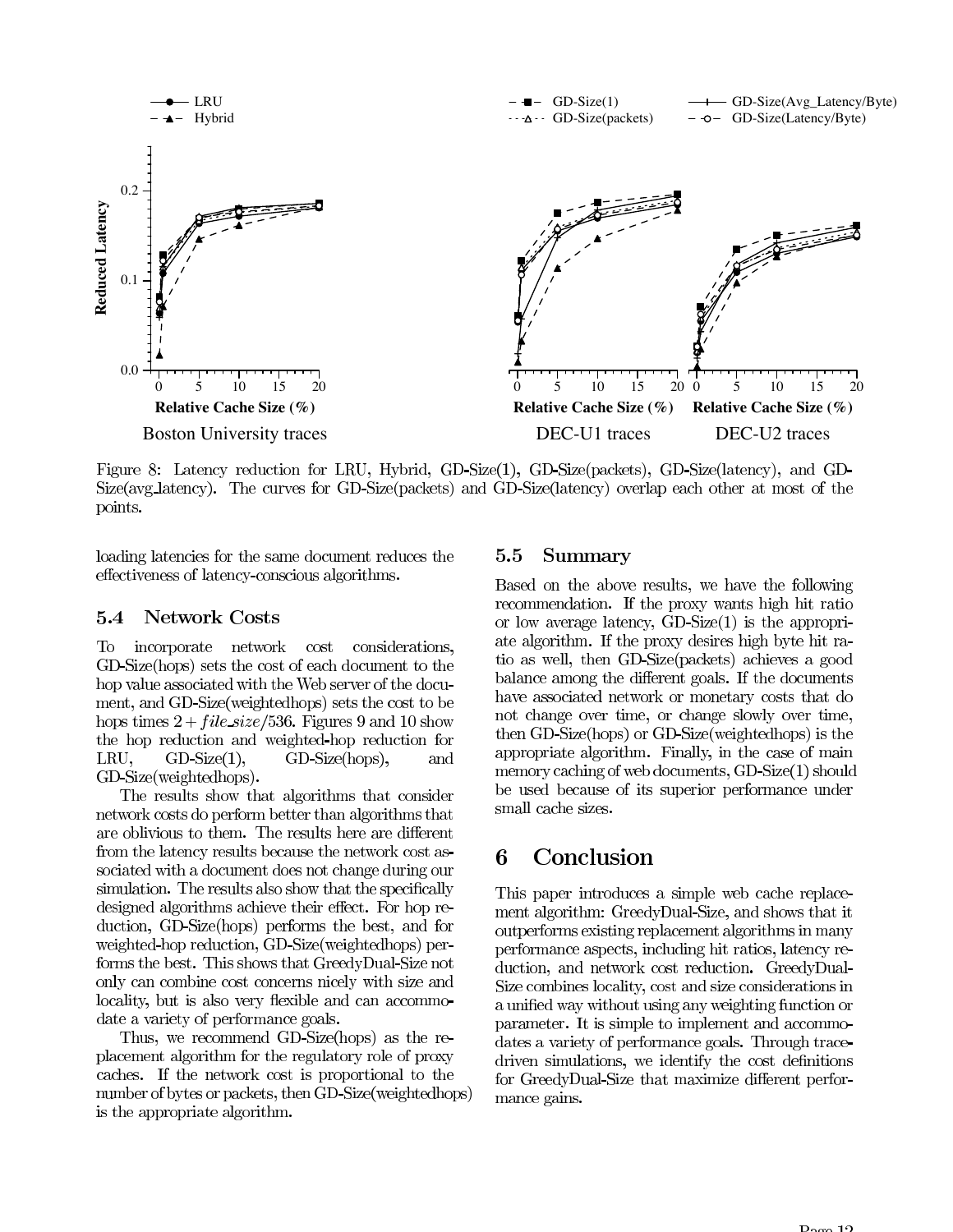Figure 8: Latency reduction for LRU, Hybrid, GD-Size(1), GD-Size(packets), GD-Size(latency), and GD-Size(avg_latency). The curves for GD-Size(packets) and GD-Size(latency) overlap each other at most of the points.

loading latencies for the same document reduces the effectiveness of latency-conscious algorithms.

### 5.4 Network Costs

To incorporate network cost considerations, GD-Size(hops) sets the cost of each document to the hop value associated with the Web server of the document, and GD-Size(weightedhops) sets the cost to be hops times $2 + file\_size/536$. Figures 9 and 10 show the hop reduction and weighted-hop reduction for LRU, GD-Size(1), GD-Size(hops), and GD-Size(weightedhops).

The results show that algorithms that consider network costs do perform better than algorithms that are oblivious to them. The results here are different from the latency results because the network cost associated with a document does not change during our simulation. The results also show that the specifically designed algorithms achieve their effect. For hop reduction, GD-Size(hops) performs the best, and for weighted-hop reduction, GD-Size(weightedhops) performs the best. This shows that GreedyDual-Size not only can combine cost concerns nicely with size and locality, but is also very flexible and can accommodate a variety of performance goals.

Thus, we recommend GD-Size(hops) as the replacement algorithm for the regulatory role of proxy caches. If the network cost is proportional to the number of bytes or packets, then GD-Size(weightedhops) is the appropriate algorithm.

### 5.5 Summary

Based on the above results, we have the following recommendation. If the proxy wants high hit ratio or low average latency, GD-Size(1) is the appropriate algorithm. If the proxy desires high byte hit ratio as well, then GD-Size(packets) achieves a good balance among the different goals. If the documents have associated network or monetary costs that do not change over time, or change slowly over time, then GD-Size(hops) or GD-Size(weightedhops) is the appropriate algorithm. Finally, in the case of main memory caching of web documents, GD-Size(1) should be used because of its superior performance under small cache sizes.

## 6 Conclusion

This paper introduces a simple web cache replacement algorithm: GreedyDual-Size, and shows that it outperforms existing replacement algorithms in many performance aspects, including hit ratios, latency reduction, and network cost reduction. GreedyDual-Size combines locality, cost and size considerations in a unified way without using any weighting function or parameter. It is simple to implement and accommodates a variety of performance goals. Through trace-driven simulations, we identify the cost definitions for GreedyDual-Size that maximize different performance gains.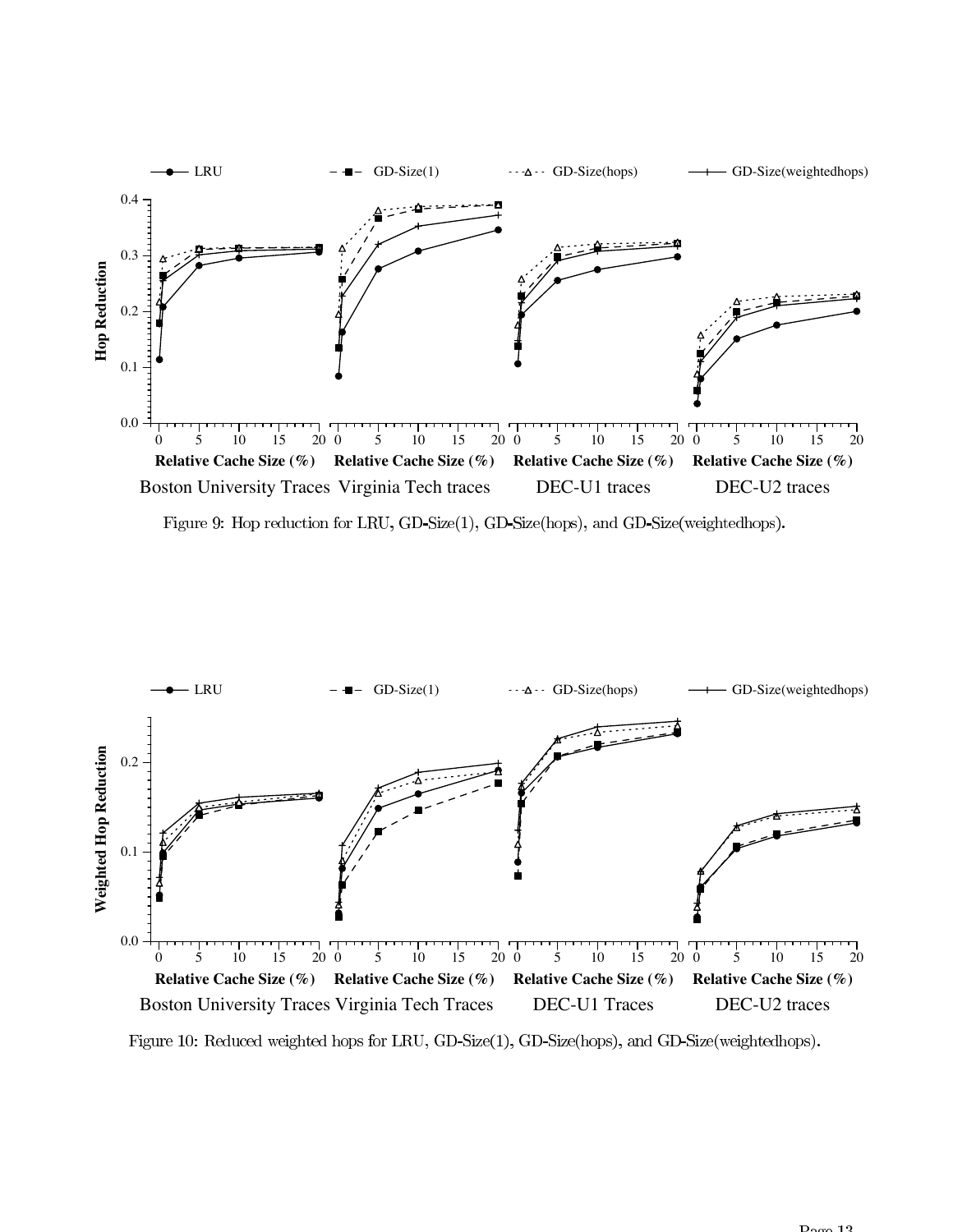Figure 9: Hop reduction for LRU, GD-Size(1), GD-Size(hops), and GD-Size(weightedhops).

Figure 10: Reduced weighted hops for LRU, GD-Size(1), GD-Size(hops), and GD-Size(weightedhops).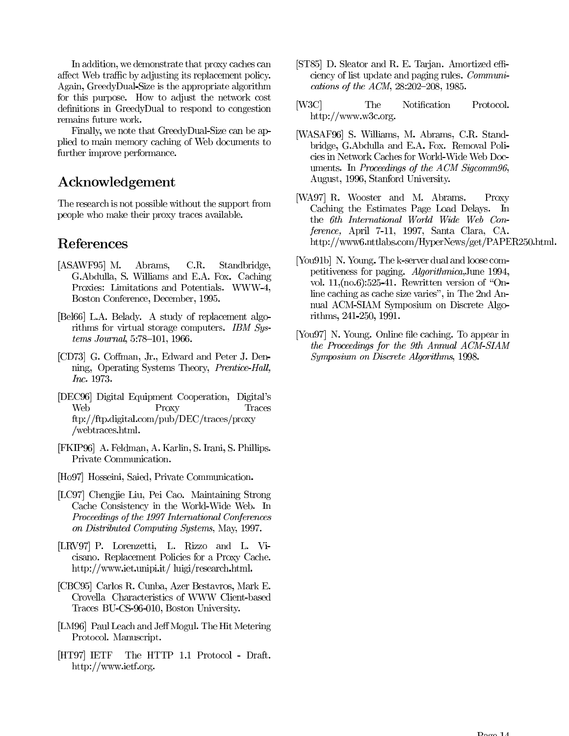In addition, we demonstrate that proxy caches can affect Web traffic by adjusting its replacement policy. Again, GreedyDual-Size is the appropriate algorithm for this purpose. How to adjust the network cost definitions in GreedyDual to respond to congestion remains future work.

Finally, we note that GreedyDual-Size can be applied to main memory caching of Web documents to further improve performance.

## Acknowledgement

The research is not possible without the support from people who make their proxy traces available.

## References

[ASAWF95] M. Abrams, C.R. Standbridge, G.Abdulla, S. Williams and E.A. Fox. Caching Proxies: Limitations and Potentials. WWW-4, Boston Conference, December, 1995.

[Bel66] L.A. Belady. A study of replacement algorithms for virtual storage computers. *IBM Systems Journal*, 5:78–101, 1966.

[CD73] G. Coffman, Jr., Edward and Peter J. Denning, Operating Systems Theory, *Prentice-Hall, Inc.* 1973.

[DEC96] Digital Equipment Cooperation, Digital's Web Proxy Traces ftp://ftp.digital.com/pub/DEC/traces/proxy /webtraces.html.

[FKIP96] A. Feldman, A. Karlin, S. Irani, S. Phillips. Private Communication.

[Ho97] Hosseini, Saied, Private Communication.

[LC97] Chengjie Liu, Pei Cao. Maintaining Strong Cache Consistency in the World-Wide Web. In *Proceedings of the 1997 International Conferences on Distributed Computing Systems*, May, 1997.

[LRV97] P. Lorenzetti, L. Rizzo and L. Vicisano. Replacement Policies for a Proxy Cache. http://www.iet.unipi.it/ luigi/research.html.

[CBC95] Carlos R. Cunba, Azer Bestavros, Mark E. Crovella Characteristics of WWW Client-based Traces BU-CS-96-010, Boston University.

[LM96] Paul Leach and Jeff Mogul. The Hit Metering Protocol. Manuscript.

[HT97] IETF The HTTP 1.1 Protocol - Draft. http://www.ietf.org.

[ST85] D. Sleator and R. E. Tarjan. Amortized efficiency of list update and paging rules. *Communications of the ACM*, 28:202–208, 1985.

[W3C] The Notification Protocol. http://www.w3c.org.

[WASAF96] S. Williams, M. Abrams, C.R. Standbridge, G.Abdulla and E.A. Fox. Removal Policies in Network Caches for World-Wide Web Documents. In *Proceedings of the ACM Sigcomm96*, August, 1996, Stanford University.

[WA97] R. Wooster and M. Abrams. Proxy Caching the Estimates Page Load Delays. In the *6th International World Wide Web Conference*, April 7-11, 1997, Santa Clara, CA. http://www6.nttlabs.com/HyperNews/get/PAPER250.html.

[You91b] N. Young. The k-server dual and loose competitiveness for paging. *Algorithmica*,June 1994, vol. 11,(no.6):525-41. Rewritten version of "Online caching as cache size varies", in The 2nd Annual ACM-SIAM Symposium on Discrete Algorithms, 241-250, 1991.

[You97] N. Young. Online file caching. To appear in *the Proceedings for the 9th Annual ACM-SIAM Symposium on Discrete Algorithms*, 1998.